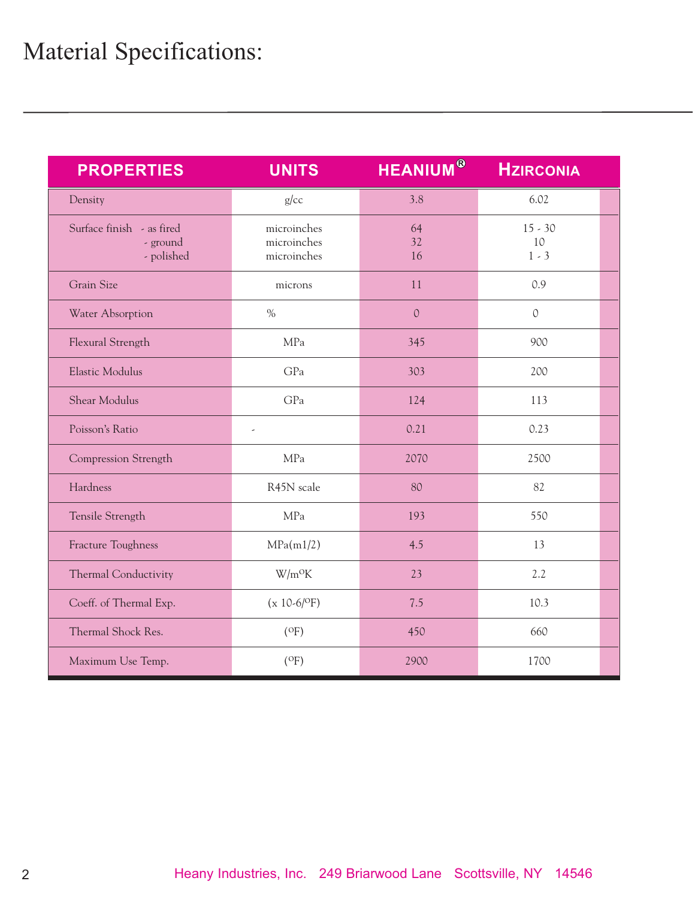# Material Specifications:

| PROPERTIES | UNITS | HEANIUM® | HZIRCONIA |
|---|---|---|---|
| Density | g/cc | 3.8 | 6.02 |
| Surface finish - as fired<br>- ground<br>- polished | microinches<br>microinches<br>microinches | 64<br>32<br>16 | 15 - 30<br>10<br>1 - 3 |
| Grain Size | microns | 11 | 0.9 |
| Water Absorption | % | 0 | 0 |
| Flexural Strength | MPa | 345 | 900 |
| Elastic Modulus | GPa | 303 | 200 |
| Shear Modulus | GPa | 124 | 113 |
| Poisson's Ratio | - | 0.21 | 0.23 |
| Compression Strength | MPa | 2070 | 2500 |
| Hardness | R45N scale | 80 | 82 |
| Tensile Strength | MPa | 193 | 550 |
| Fracture Toughness | MPa(m1/2) | 4.5 | 13 |
| Thermal Conductivity | W/m°K | 23 | 2.2 |
| Coeff. of Thermal Exp. | (x 10-6/°F) | 7.5 | 10.3 |
| Thermal Shock Res. | (°F) | 450 | 660 |
| Maximum Use Temp. | (°F) | 2900 | 1700 |

Heany Industries, Inc. 249 Briarwood Lane Scottsville, NY 14546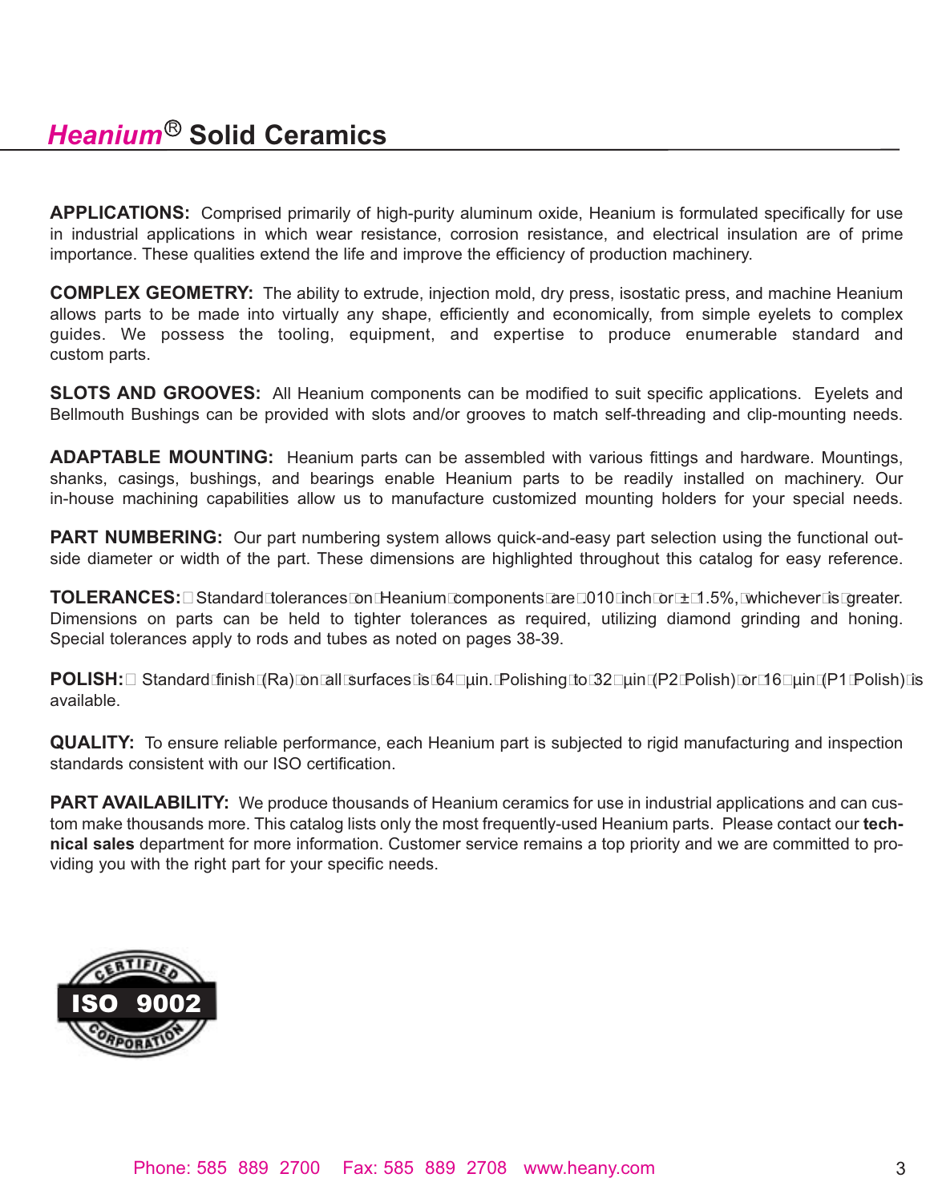# *Heanium*® Solid Ceramics

**APPLICATIONS:** Comprised primarily of high-purity aluminum oxide, Heanium is formulated specifically for use in industrial applications in which wear resistance, corrosion resistance, and electrical insulation are of prime importance. These qualities extend the life and improve the efficiency of production machinery.

**COMPLEX GEOMETRY:** The ability to extrude, injection mold, dry press, isostatic press, and machine Heanium allows parts to be made into virtually any shape, efficiently and economically, from simple eyelets to complex guides. We possess the tooling, equipment, and expertise to produce enumerable standard and custom parts.

**SLOTS AND GROOVES:** All Heanium components can be modified to suit specific applications. Eyelets and Bellmouth Bushings can be provided with slots and/or grooves to match self-threading and clip-mounting needs.

**ADAPTABLE MOUNTING:** Heanium parts can be assembled with various fittings and hardware. Mountings, shanks, casings, bushings, and bearings enable Heanium parts to be readily installed on machinery. Our in-house machining capabilities allow us to manufacture customized mounting holders for your special needs.

**PART NUMBERING:** Our part numbering system allows quick-and-easy part selection using the functional outside diameter or width of the part. These dimensions are highlighted throughout this catalog for easy reference.

**TOLERANCES:** Standard tolerances on Heanium components are .010 inch or ± 1.5%, whichever is greater. Dimensions on parts can be held to tighter tolerances as required, utilizing diamond grinding and honing. Special tolerances apply to rods and tubes as noted on pages 38-39.

**POLISH:** Standard finish (Ra) on all surfaces is 64 µin. Polishing to 32 µin (P2 Polish) or 16 µin (P1 Polish) is available.

**QUALITY:** To ensure reliable performance, each Heanium part is subjected to rigid manufacturing and inspection standards consistent with our ISO certification.

**PART AVAILABILITY:** We produce thousands of Heanium ceramics for use in industrial applications and can custom make thousands more. This catalog lists only the most frequently-used Heanium parts. Please contact our **technical sales** department for more information. Customer service remains a top priority and we are committed to providing you with the right part for your specific needs.

CERTIFIED ISO 9002 CORPORATION

Phone: 585 889 2700 Fax: 585 889 2708 www.heany.com